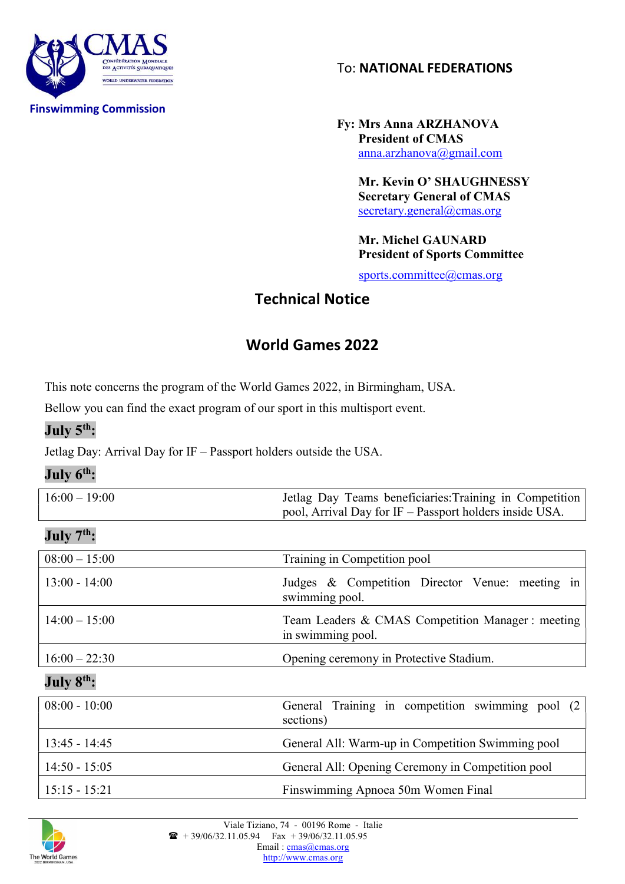CMAS
CONFÉDÉRATION MONDIALE DES ACTIVITÉS SUBAQUATIQUES
WORLD UNDERWATER FEDERATION

**Finswimming Commission**

To: **NATIONAL FEDERATIONS**

**Fy: Mrs Anna ARZHANOVA**
**President of CMAS**
anna.arzhanova@gmail.com

**Mr. Kevin O' SHAUGHNESSY**
**Secretary General of CMAS**
secretary.general@cmas.org

**Mr. Michel GAUNARD**
**President of Sports Committee**
sports.committee@cmas.org

# Technical Notice

# World Games 2022

This note concerns the program of the World Games 2022, in Birmingham, USA.

Bellow you can find the exact program of our sport in this multisport event.

## July 5th:

Jetlag Day: Arrival Day for IF – Passport holders outside the USA.

## July 6th:

| | |
|---|---|
| 16:00 – 19:00 | Jetlag Day Teams beneficiaries:Training in Competition pool, Arrival Day for IF – Passport holders inside USA. |

## July 7th:

| | |
|---|---|
| 08:00 – 15:00 | Training in Competition pool |
| 13:00 - 14:00 | Judges & Competition Director Venue: meeting in swimming pool. |
| 14:00 – 15:00 | Team Leaders & CMAS Competition Manager : meeting in swimming pool. |
| 16:00 – 22:30 | Opening ceremony in Protective Stadium. |

## July 8th:

| | |
|---|---|
| 08:00 - 10:00 | General Training in competition swimming pool (2 sections) |
| 13:45 - 14:45 | General All: Warm-up in Competition Swimming pool |
| 14:50 - 15:05 | General All: Opening Ceremony in Competition pool |
| 15:15 - 15:21 | Finswimming Apnoea 50m Women Final |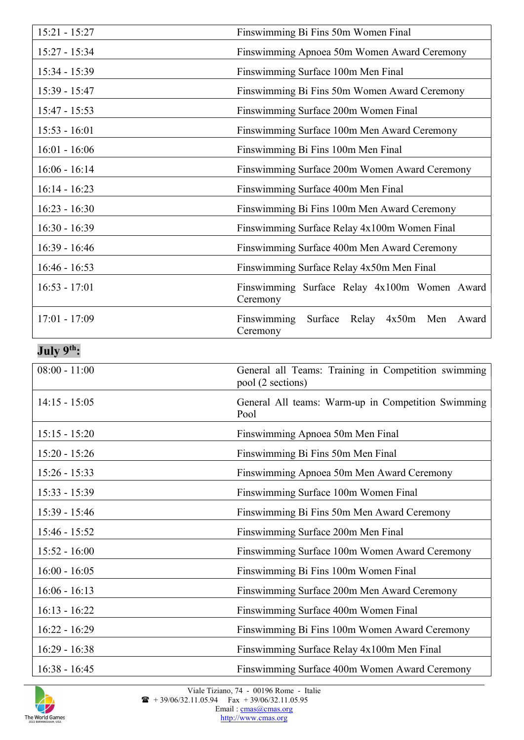| | |
|---|---|
| 15:21 - 15:27 | Finswimming Bi Fins 50m Women Final |
| 15:27 - 15:34 | Finswimming Apnoea 50m Women Award Ceremony |
| 15:34 - 15:39 | Finswimming Surface 100m Men Final |
| 15:39 - 15:47 | Finswimming Bi Fins 50m Women Award Ceremony |
| 15:47 - 15:53 | Finswimming Surface 200m Women Final |
| 15:53 - 16:01 | Finswimming Surface 100m Men Award Ceremony |
| 16:01 - 16:06 | Finswimming Bi Fins 100m Men Final |
| 16:06 - 16:14 | Finswimming Surface 200m Women Award Ceremony |
| 16:14 - 16:23 | Finswimming Surface 400m Men Final |
| 16:23 - 16:30 | Finswimming Bi Fins 100m Men Award Ceremony |
| 16:30 - 16:39 | Finswimming Surface Relay 4x100m Women Final |
| 16:39 - 16:46 | Finswimming Surface 400m Men Award Ceremony |
| 16:46 - 16:53 | Finswimming Surface Relay 4x50m Men Final |
| 16:53 - 17:01 | Finswimming Surface Relay 4x100m Women Award Ceremony |
| 17:01 - 17:09 | Finswimming Surface Relay 4x50m Men Award Ceremony |

## July 9th:

| | |
|---|---|
| 08:00 - 11:00 | General all Teams: Training in Competition swimming pool (2 sections) |
| 14:15 - 15:05 | General All teams: Warm-up in Competition Swimming Pool |
| 15:15 - 15:20 | Finswimming Apnoea 50m Men Final |
| 15:20 - 15:26 | Finswimming Bi Fins 50m Men Final |
| 15:26 - 15:33 | Finswimming Apnoea 50m Men Award Ceremony |
| 15:33 - 15:39 | Finswimming Surface 100m Women Final |
| 15:39 - 15:46 | Finswimming Bi Fins 50m Men Award Ceremony |
| 15:46 - 15:52 | Finswimming Surface 200m Men Final |
| 15:52 - 16:00 | Finswimming Surface 100m Women Award Ceremony |
| 16:00 - 16:05 | Finswimming Bi Fins 100m Women Final |
| 16:06 - 16:13 | Finswimming Surface 200m Men Award Ceremony |
| 16:13 - 16:22 | Finswimming Surface 400m Women Final |
| 16:22 - 16:29 | Finswimming Bi Fins 100m Women Award Ceremony |
| 16:29 - 16:38 | Finswimming Surface Relay 4x100m Men Final |
| 16:38 - 16:45 | Finswimming Surface 400m Women Award Ceremony |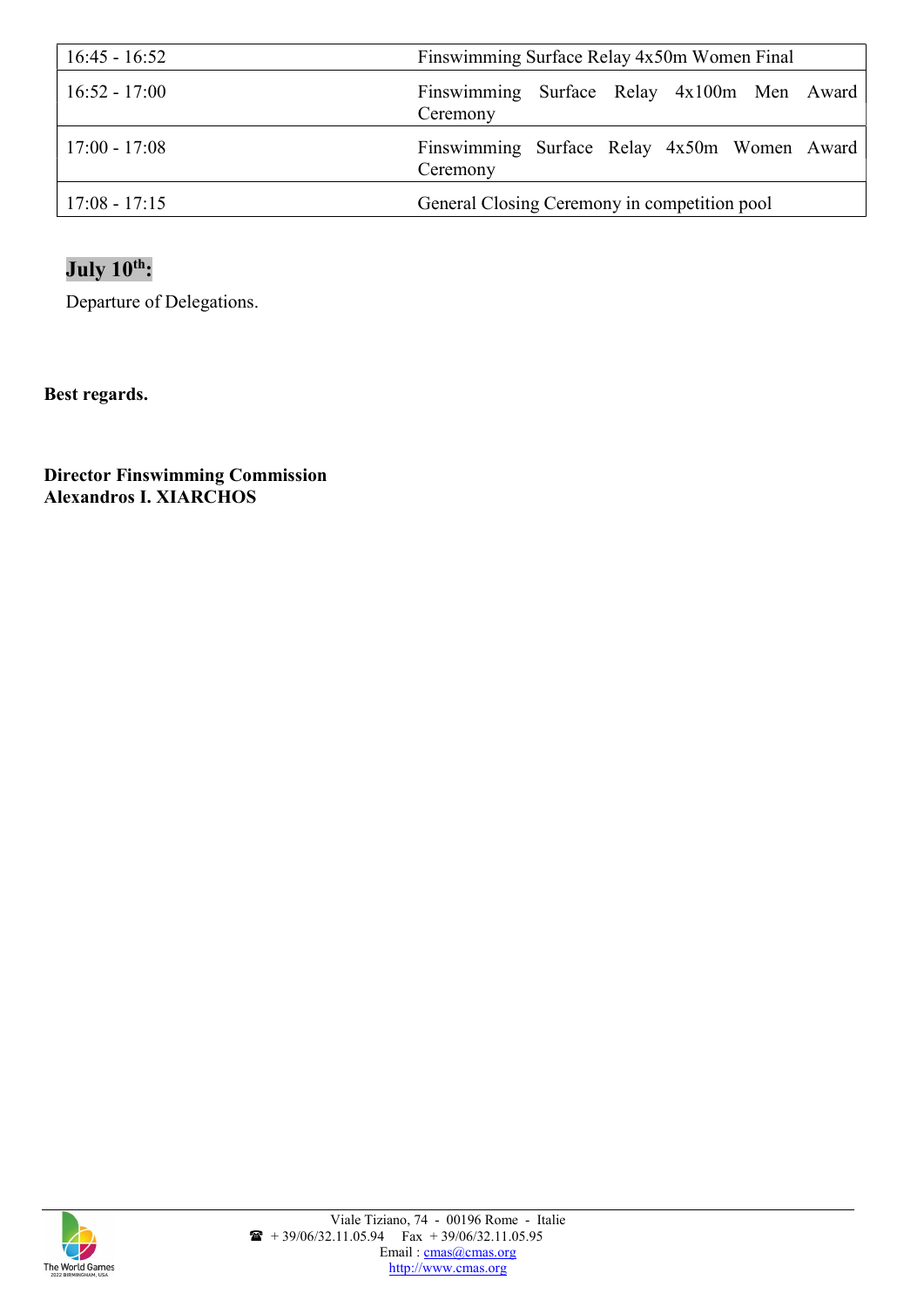| | |
|---|---|
| 16:45 - 16:52 | Finswimming Surface Relay 4x50m Women Final |
| 16:52 - 17:00 | Finswimming Surface Relay 4x100m Men Award Ceremony |
| 17:00 - 17:08 | Finswimming Surface Relay 4x50m Women Award Ceremony |
| 17:08 - 17:15 | General Closing Ceremony in competition pool |

**July 10th:**

Departure of Delegations.

**Best regards.**

**Director Finswimming Commission**
**Alexandros I. XIARCHOS**

Viale Tiziano, 74 - 00196 Rome - Italie
☎ + 39/06/32.11.05.94 Fax + 39/06/32.11.05.95
Email : cmas@cmas.org
http://www.cmas.org